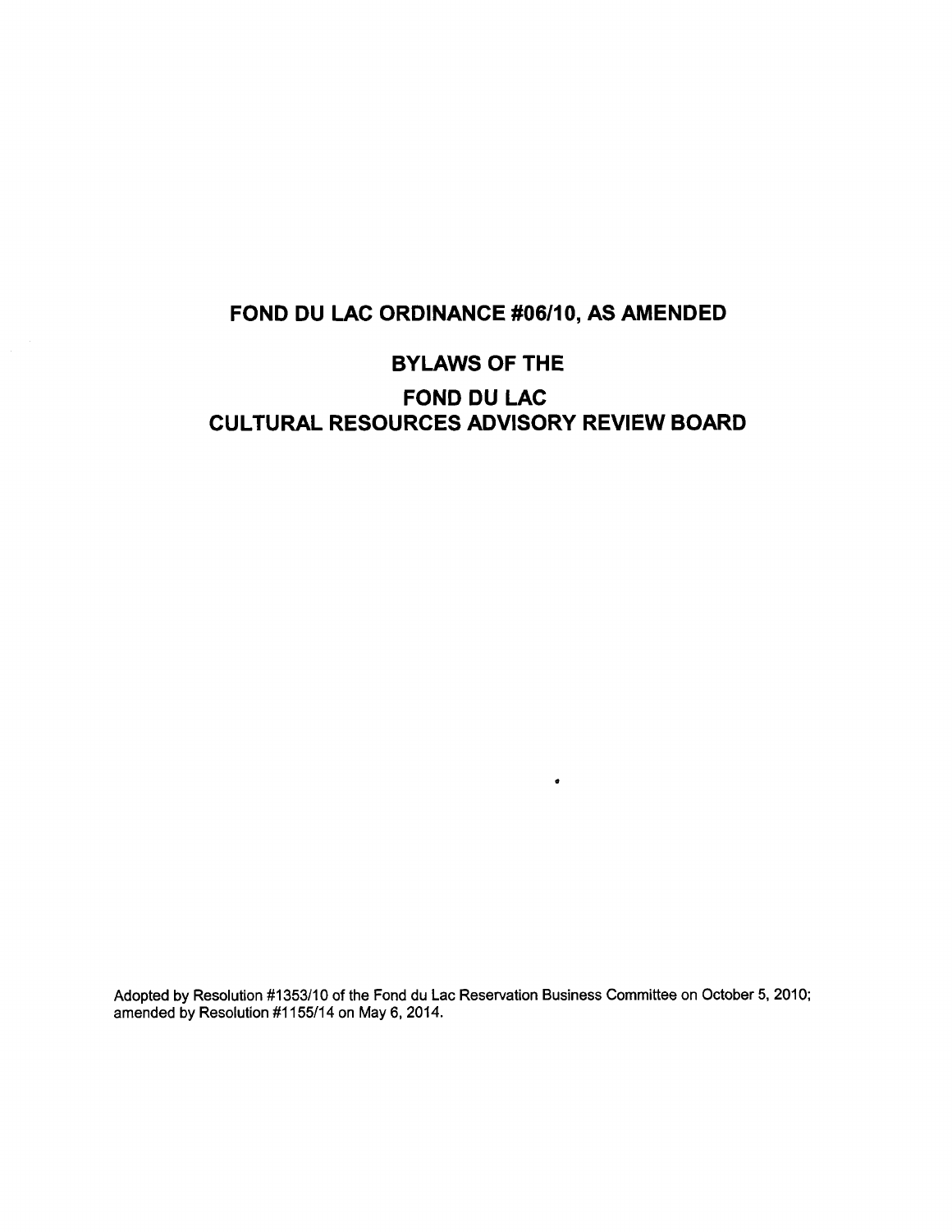# FOND DU LAC ORDINANCE #06/10, AS AMENDED

## BYLAWS OF THE

## FOND DU LAC CULTURAL RESOURCES ADVISORY REVIEW BOARD

Adopted by Resolution #1353/10 of the Fond du Lac Reservation Business Committee on October 5, 2010; amended by Resolution #1155/14 on May 6, 2014.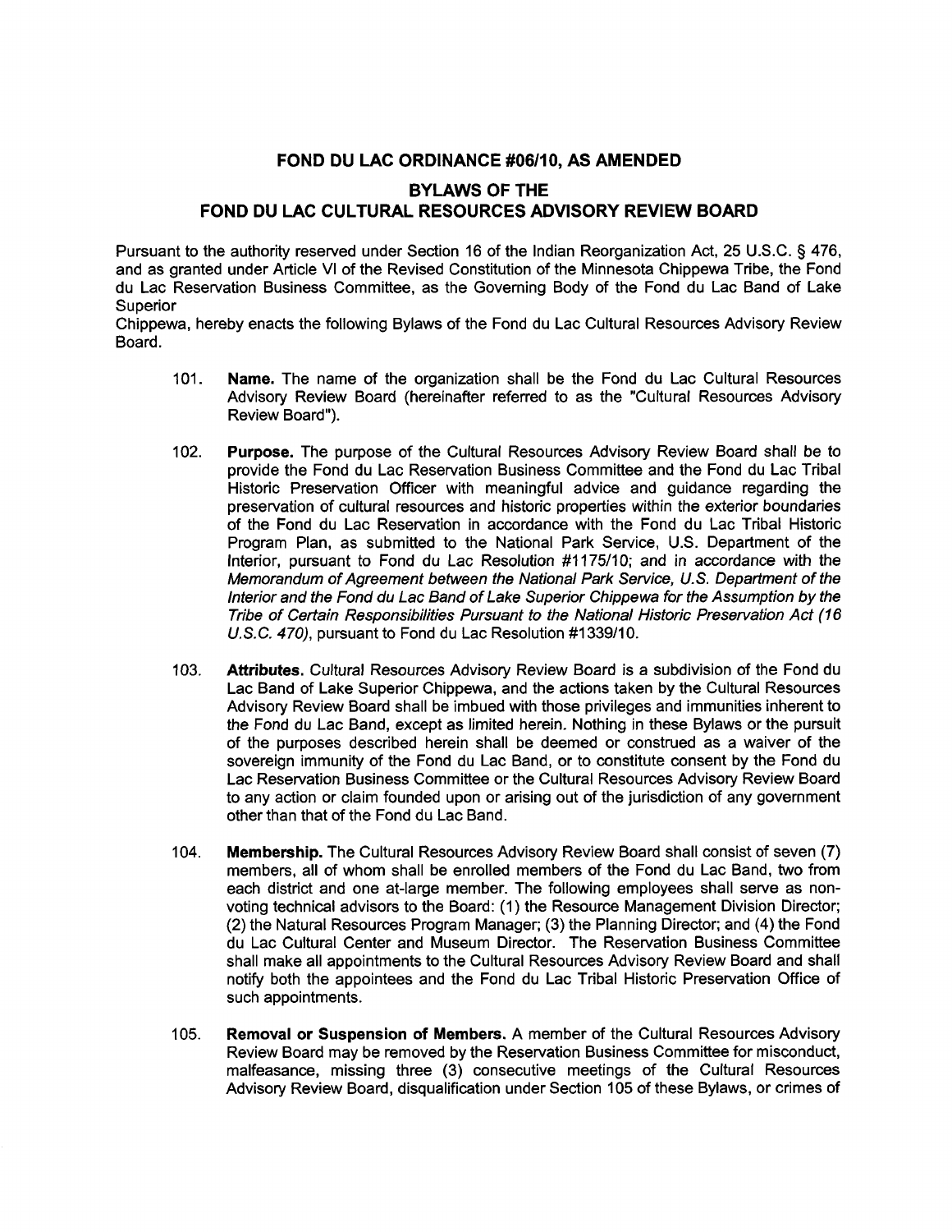## FOND DU LAC ORDINANCE #06/10, AS AMENDED

## BYLAWS OF THE FOND DU LAC CULTURAL RESOURCES ADVISORY REVIEW BOARD

Pursuant to the authority reserved under Section 16 of the Indian Reorganization Act, 25 U.S.C. § 476, and as granted under Article VI of the Revised Constitution of the Minnesota Chippewa Tribe, the Fond du Lac Reservation Business Committee, as the Governing Body of the Fond du Lac Band of Lake Superior Chippewa, hereby enacts the following Bylaws of the Fond du Lac Cultural Resources Advisory Review Board.

101. **Name.** The name of the organization shall be the Fond du Lac Cultural Resources Advisory Review Board (hereinafter referred to as the "Cultural Resources Advisory Review Board").

102. **Purpose.** The purpose of the Cultural Resources Advisory Review Board shall be to provide the Fond du Lac Reservation Business Committee and the Fond du Lac Tribal Historic Preservation Officer with meaningful advice and guidance regarding the preservation of cultural resources and historic properties within the exterior boundaries of the Fond du Lac Reservation in accordance with the Fond du Lac Tribal Historic Program Plan, as submitted to the National Park Service, U.S. Department of the Interior, pursuant to Fond du Lac Resolution #1175/10; and in accordance with the *Memorandum of Agreement between the National Park Service, U.S. Department of the Interior and the Fond du Lac Band of Lake Superior Chippewa for the Assumption by the Tribe of Certain Responsibilities Pursuant to the National Historic Preservation Act (16 U.S.C. 470)*, pursuant to Fond du Lac Resolution #1339/10.

103. **Attributes.** Cultural Resources Advisory Review Board is a subdivision of the Fond du Lac Band of Lake Superior Chippewa, and the actions taken by the Cultural Resources Advisory Review Board shall be imbued with those privileges and immunities inherent to the Fond du Lac Band, except as limited herein. Nothing in these Bylaws or the pursuit of the purposes described herein shall be deemed or construed as a waiver of the sovereign immunity of the Fond du Lac Band, or to constitute consent by the Fond du Lac Reservation Business Committee or the Cultural Resources Advisory Review Board to any action or claim founded upon or arising out of the jurisdiction of any government other than that of the Fond du Lac Band.

104. **Membership.** The Cultural Resources Advisory Review Board shall consist of seven (7) members, all of whom shall be enrolled members of the Fond du Lac Band, two from each district and one at-large member. The following employees shall serve as non-voting technical advisors to the Board: (1) the Resource Management Division Director; (2) the Natural Resources Program Manager; (3) the Planning Director; and (4) the Fond du Lac Cultural Center and Museum Director. The Reservation Business Committee shall make all appointments to the Cultural Resources Advisory Review Board and shall notify both the appointees and the Fond du Lac Tribal Historic Preservation Office of such appointments.

105. **Removal or Suspension of Members.** A member of the Cultural Resources Advisory Review Board may be removed by the Reservation Business Committee for misconduct, malfeasance, missing three (3) consecutive meetings of the Cultural Resources Advisory Review Board, disqualification under Section 105 of these Bylaws, or crimes of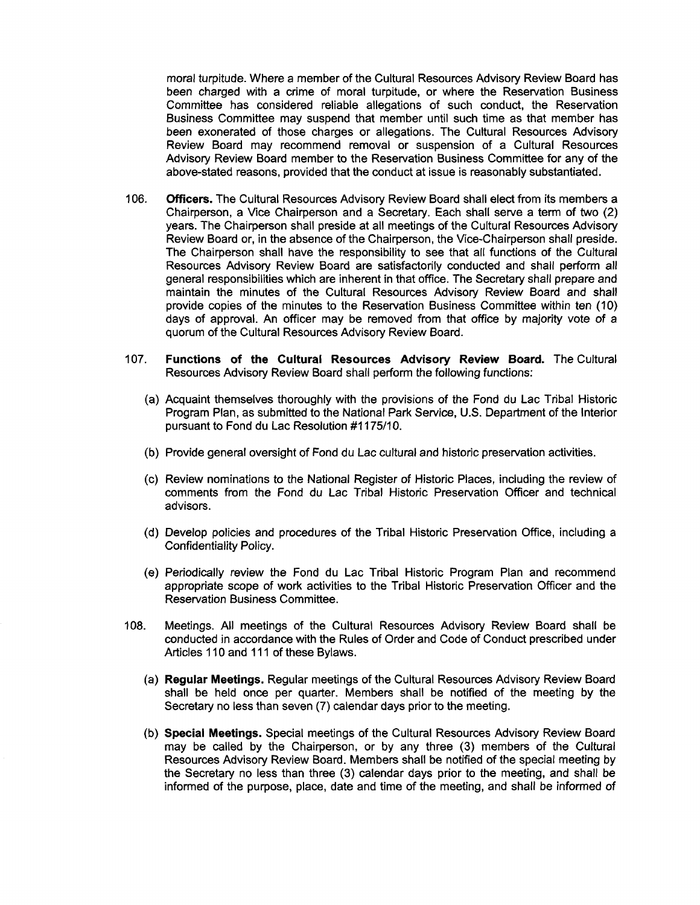moral turpitude. Where a member of the Cultural Resources Advisory Review Board has been charged with a crime of moral turpitude, or where the Reservation Business Committee has considered reliable allegations of such conduct, the Reservation Business Committee may suspend that member until such time as that member has been exonerated of those charges or allegations. The Cultural Resources Advisory Review Board may recommend removal or suspension of a Cultural Resources Advisory Review Board member to the Reservation Business Committee for any of the above-stated reasons, provided that the conduct at issue is reasonably substantiated.

106. **Officers.** The Cultural Resources Advisory Review Board shall elect from its members a Chairperson, a Vice Chairperson and a Secretary. Each shall serve a term of two (2) years. The Chairperson shall preside at all meetings of the Cultural Resources Advisory Review Board or, in the absence of the Chairperson, the Vice-Chairperson shall preside. The Chairperson shall have the responsibility to see that all functions of the Cultural Resources Advisory Review Board are satisfactorily conducted and shall perform all general responsibilities which are inherent in that office. The Secretary shall prepare and maintain the minutes of the Cultural Resources Advisory Review Board and shall provide copies of the minutes to the Reservation Business Committee within ten (10) days of approval. An officer may be removed from that office by majority vote of a quorum of the Cultural Resources Advisory Review Board.

107. **Functions of the Cultural Resources Advisory Review Board.** The Cultural Resources Advisory Review Board shall perform the following functions:

   (a) Acquaint themselves thoroughly with the provisions of the Fond du Lac Tribal Historic Program Plan, as submitted to the National Park Service, U.S. Department of the Interior pursuant to Fond du Lac Resolution #1175/10.

   (b) Provide general oversight of Fond du Lac cultural and historic preservation activities.

   (c) Review nominations to the National Register of Historic Places, including the review of comments from the Fond du Lac Tribal Historic Preservation Officer and technical advisors.

   (d) Develop policies and procedures of the Tribal Historic Preservation Office, including a Confidentiality Policy.

   (e) Periodically review the Fond du Lac Tribal Historic Program Plan and recommend appropriate scope of work activities to the Tribal Historic Preservation Officer and the Reservation Business Committee.

108. Meetings. All meetings of the Cultural Resources Advisory Review Board shall be conducted in accordance with the Rules of Order and Code of Conduct prescribed under Articles 110 and 111 of these Bylaws.

   (a) **Regular Meetings.** Regular meetings of the Cultural Resources Advisory Review Board shall be held once per quarter. Members shall be notified of the meeting by the Secretary no less than seven (7) calendar days prior to the meeting.

   (b) **Special Meetings.** Special meetings of the Cultural Resources Advisory Review Board may be called by the Chairperson, or by any three (3) members of the Cultural Resources Advisory Review Board. Members shall be notified of the special meeting by the Secretary no less than three (3) calendar days prior to the meeting, and shall be informed of the purpose, place, date and time of the meeting, and shall be informed of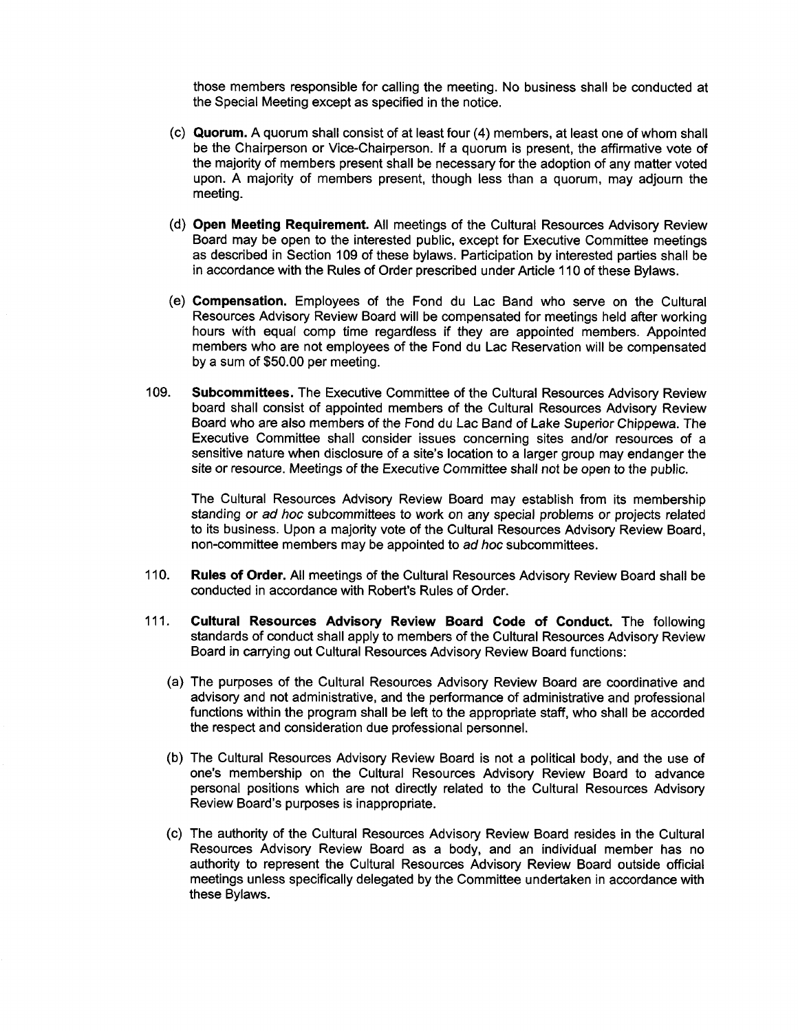those members responsible for calling the meeting. No business shall be conducted at the Special Meeting except as specified in the notice.

(c) **Quorum.** A quorum shall consist of at least four (4) members, at least one of whom shall be the Chairperson or Vice-Chairperson. If a quorum is present, the affirmative vote of the majority of members present shall be necessary for the adoption of any matter voted upon. A majority of members present, though less than a quorum, may adjourn the meeting.

(d) **Open Meeting Requirement.** All meetings of the Cultural Resources Advisory Review Board may be open to the interested public, except for Executive Committee meetings as described in Section 109 of these bylaws. Participation by interested parties shall be in accordance with the Rules of Order prescribed under Article 110 of these Bylaws.

(e) **Compensation.** Employees of the Fond du Lac Band who serve on the Cultural Resources Advisory Review Board will be compensated for meetings held after working hours with equal comp time regardless if they are appointed members. Appointed members who are not employees of the Fond du Lac Reservation will be compensated by a sum of $50.00 per meeting.

109. **Subcommittees.** The Executive Committee of the Cultural Resources Advisory Review board shall consist of appointed members of the Cultural Resources Advisory Review Board who are also members of the Fond du Lac Band of Lake Superior Chippewa. The Executive Committee shall consider issues concerning sites and/or resources of a sensitive nature when disclosure of a site's location to a larger group may endanger the site or resource. Meetings of the Executive Committee shall not be open to the public.

The Cultural Resources Advisory Review Board may establish from its membership standing or *ad hoc* subcommittees to work on any special problems or projects related to its business. Upon a majority vote of the Cultural Resources Advisory Review Board, non-committee members may be appointed to *ad hoc* subcommittees.

110. **Rules of Order.** All meetings of the Cultural Resources Advisory Review Board shall be conducted in accordance with Robert's Rules of Order.

111. **Cultural Resources Advisory Review Board Code of Conduct.** The following standards of conduct shall apply to members of the Cultural Resources Advisory Review Board in carrying out Cultural Resources Advisory Review Board functions:

(a) The purposes of the Cultural Resources Advisory Review Board are coordinative and advisory and not administrative, and the performance of administrative and professional functions within the program shall be left to the appropriate staff, who shall be accorded the respect and consideration due professional personnel.

(b) The Cultural Resources Advisory Review Board is not a political body, and the use of one's membership on the Cultural Resources Advisory Review Board to advance personal positions which are not directly related to the Cultural Resources Advisory Review Board's purposes is inappropriate.

(c) The authority of the Cultural Resources Advisory Review Board resides in the Cultural Resources Advisory Review Board as a body, and an individual member has no authority to represent the Cultural Resources Advisory Review Board outside official meetings unless specifically delegated by the Committee undertaken in accordance with these Bylaws.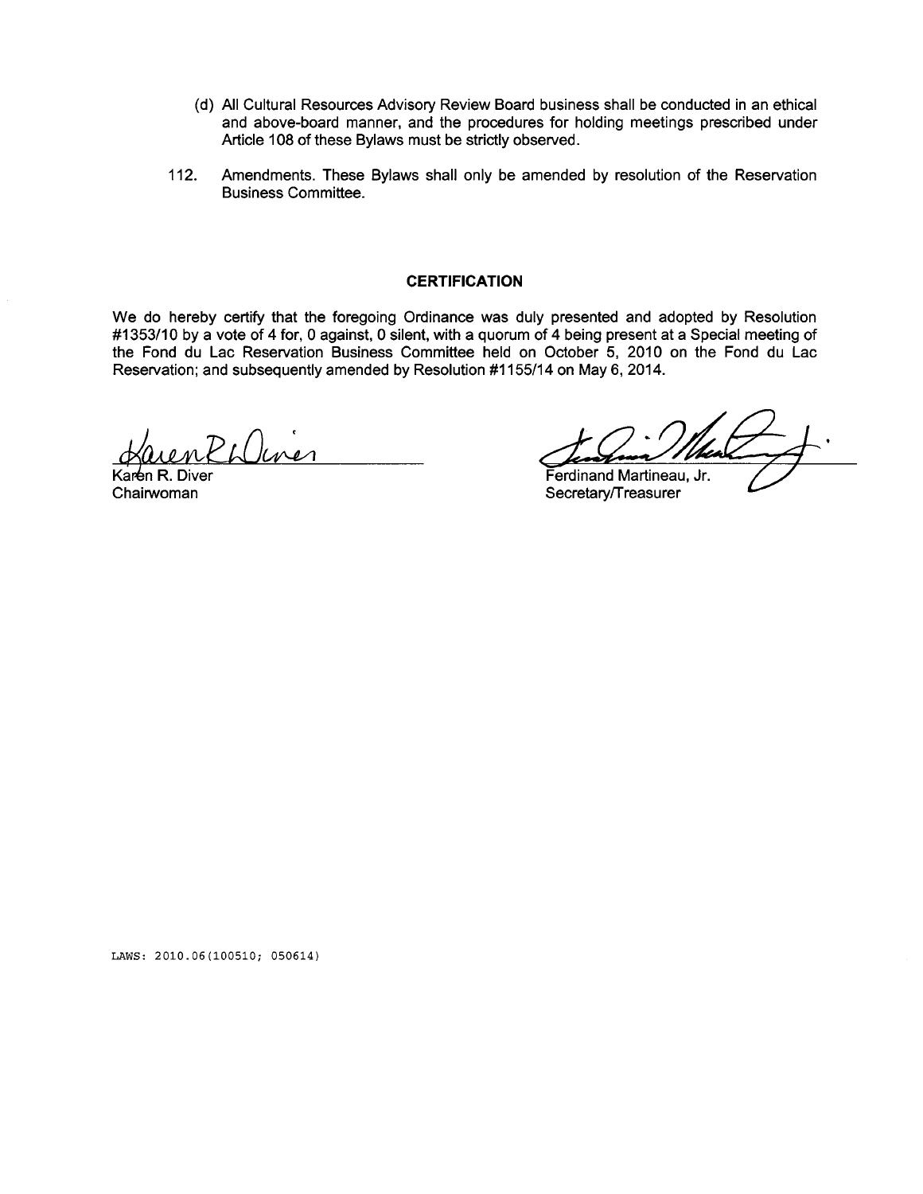(d) All Cultural Resources Advisory Review Board business shall be conducted in an ethical and above-board manner, and the procedures for holding meetings prescribed under Article 108 of these Bylaws must be strictly observed.

112. Amendments. These Bylaws shall only be amended by resolution of the Reservation Business Committee.

## CERTIFICATION

We do hereby certify that the foregoing Ordinance was duly presented and adopted by Resolution #1353/10 by a vote of 4 for, 0 against, 0 silent, with a quorum of 4 being present at a Special meeting of the Fond du Lac Reservation Business Committee held on October 5, 2010 on the Fond du Lac Reservation; and subsequently amended by Resolution #1155/14 on May 6, 2014.

Karen R. Diver
Chairwoman

Ferdinand Martineau, Jr.
Secretary/Treasurer

LAWS: 2010.06(100510; 050614)